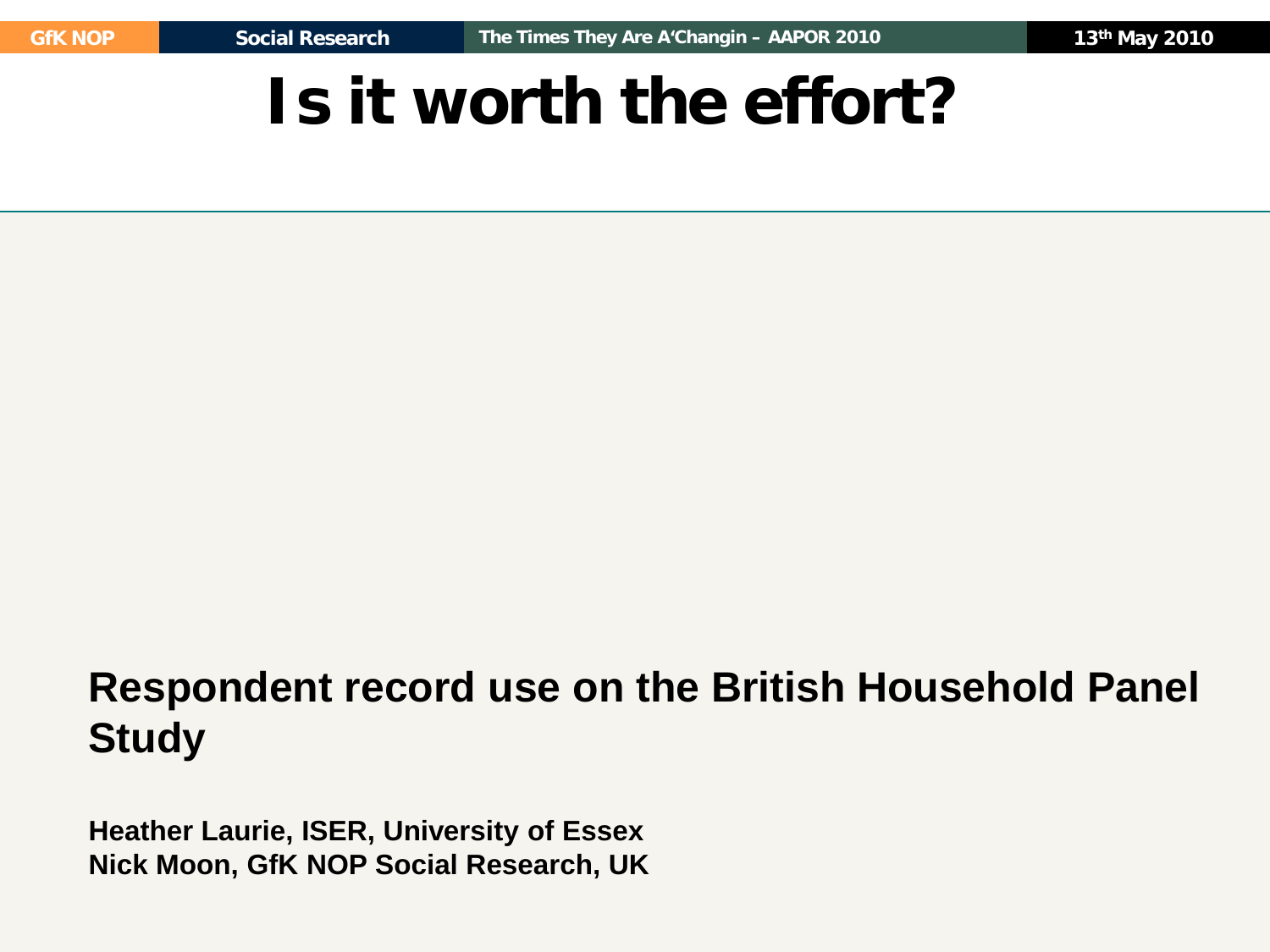# Is it worth the effort?

**Respondent record use on the British Household Panel Study**

**Heather Laurie, ISER, University of Essex**
**Nick Moon, GfK NOP Social Research, UK**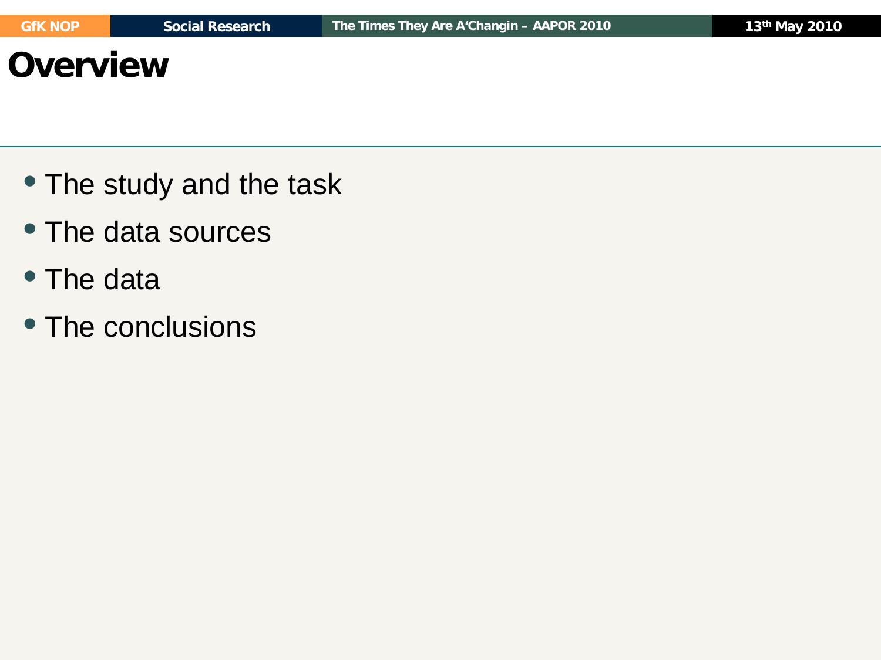# Overview

- The study and the task
- The data sources
- The data
- The conclusions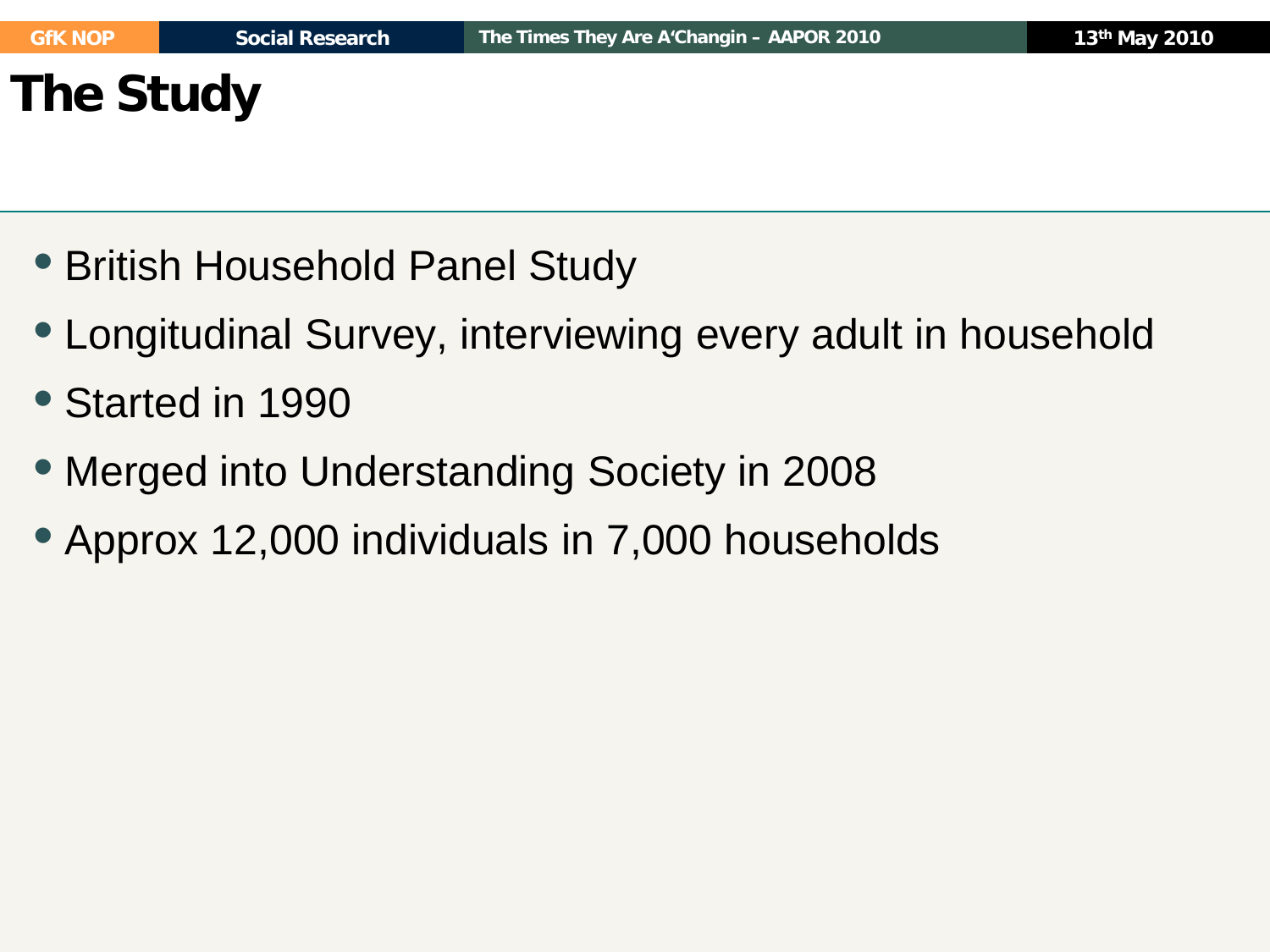# The Study

- British Household Panel Study
- Longitudinal Survey, interviewing every adult in household
- Started in 1990
- Merged into Understanding Society in 2008
- Approx 12,000 individuals in 7,000 households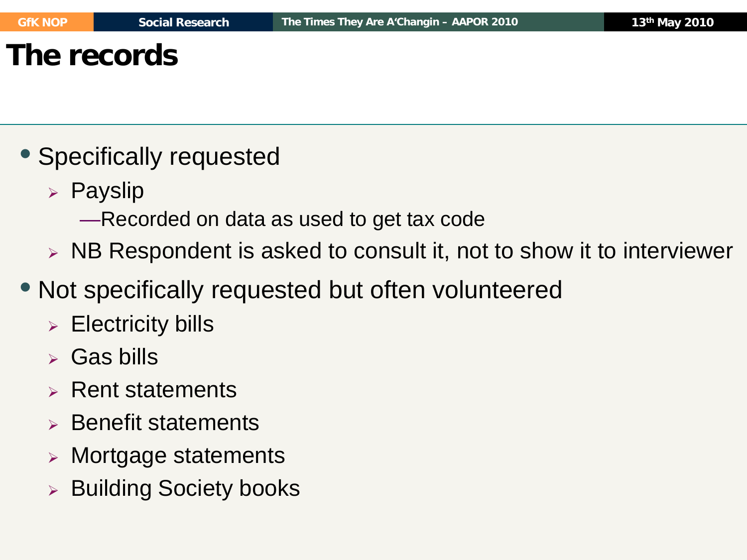# The records

- Specifically requested
  - Payslip
    - —Recorded on data as used to get tax code
  - NB Respondent is asked to consult it, not to show it to interviewer
- Not specifically requested but often volunteered
  - Electricity bills
  - Gas bills
  - Rent statements
  - Benefit statements
  - Mortgage statements
  - Building Society books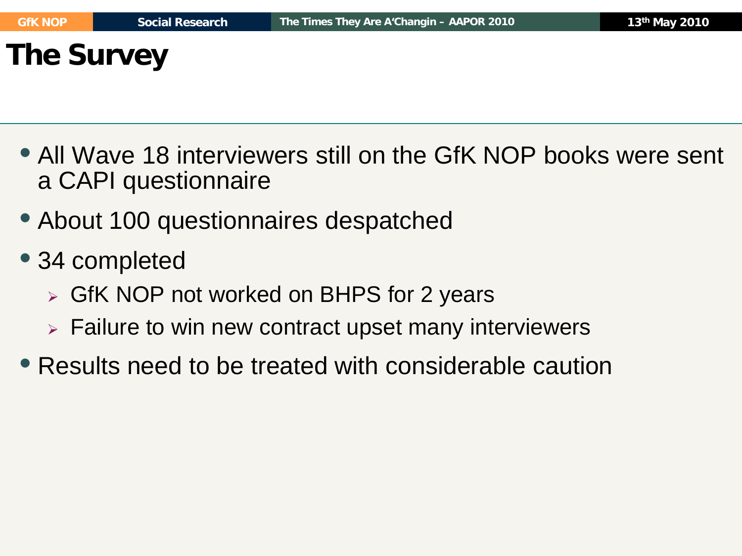# The Survey

- All Wave 18 interviewers still on the GfK NOP books were sent a CAPI questionnaire
- About 100 questionnaires despatched
- 34 completed
  - GfK NOP not worked on BHPS for 2 years
  - Failure to win new contract upset many interviewers
- Results need to be treated with considerable caution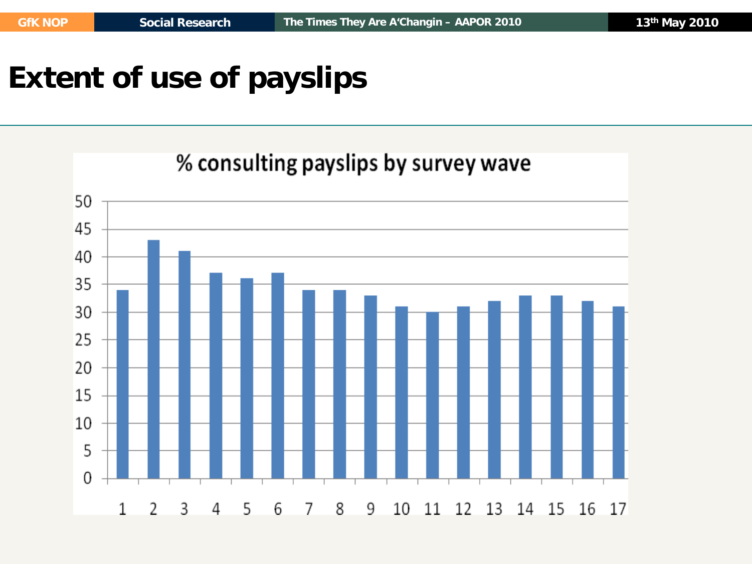# Extent of use of payslips

% consulting payslips by survey wave

| Wave | % |
|---|---|
| 1 | 34 |
| 2 | 43 |
| 3 | 41 |
| 4 | 37 |
| 5 | 36 |
| 6 | 37 |
| 7 | 34 |
| 8 | 34 |
| 9 | 33 |
| 10 | 31 |
| 11 | 30 |
| 12 | 31 |
| 13 | 32 |
| 14 | 33 |
| 15 | 33 |
| 16 | 32 |
| 17 | 31 |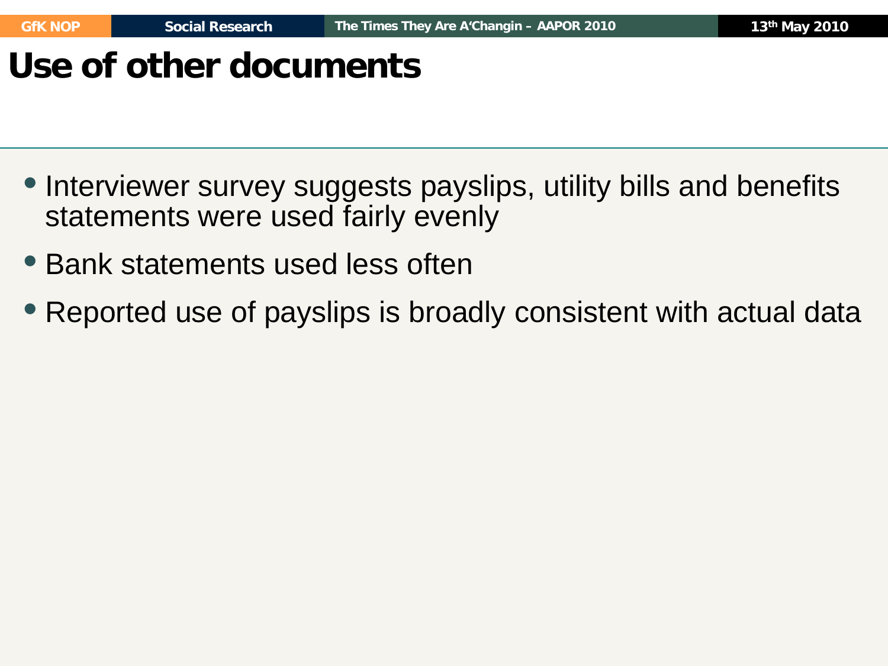# Use of other documents

- Interviewer survey suggests payslips, utility bills and benefits statements were used fairly evenly
- Bank statements used less often
- Reported use of payslips is broadly consistent with actual data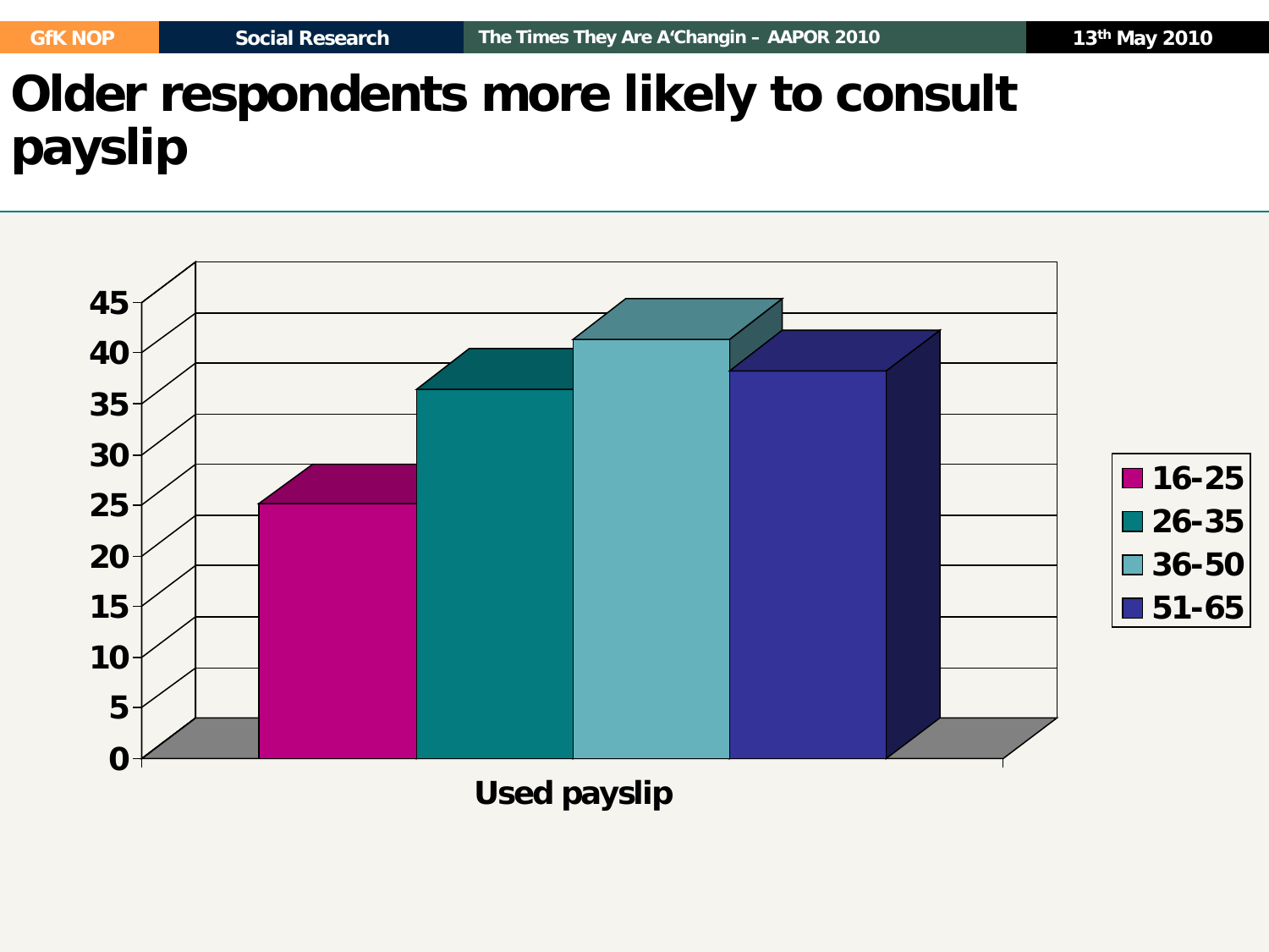# Older respondents more likely to consult payslip

45
40
35
30
25
20
15
10
5
0

Used payslip

16-25
26-35
36-50
51-65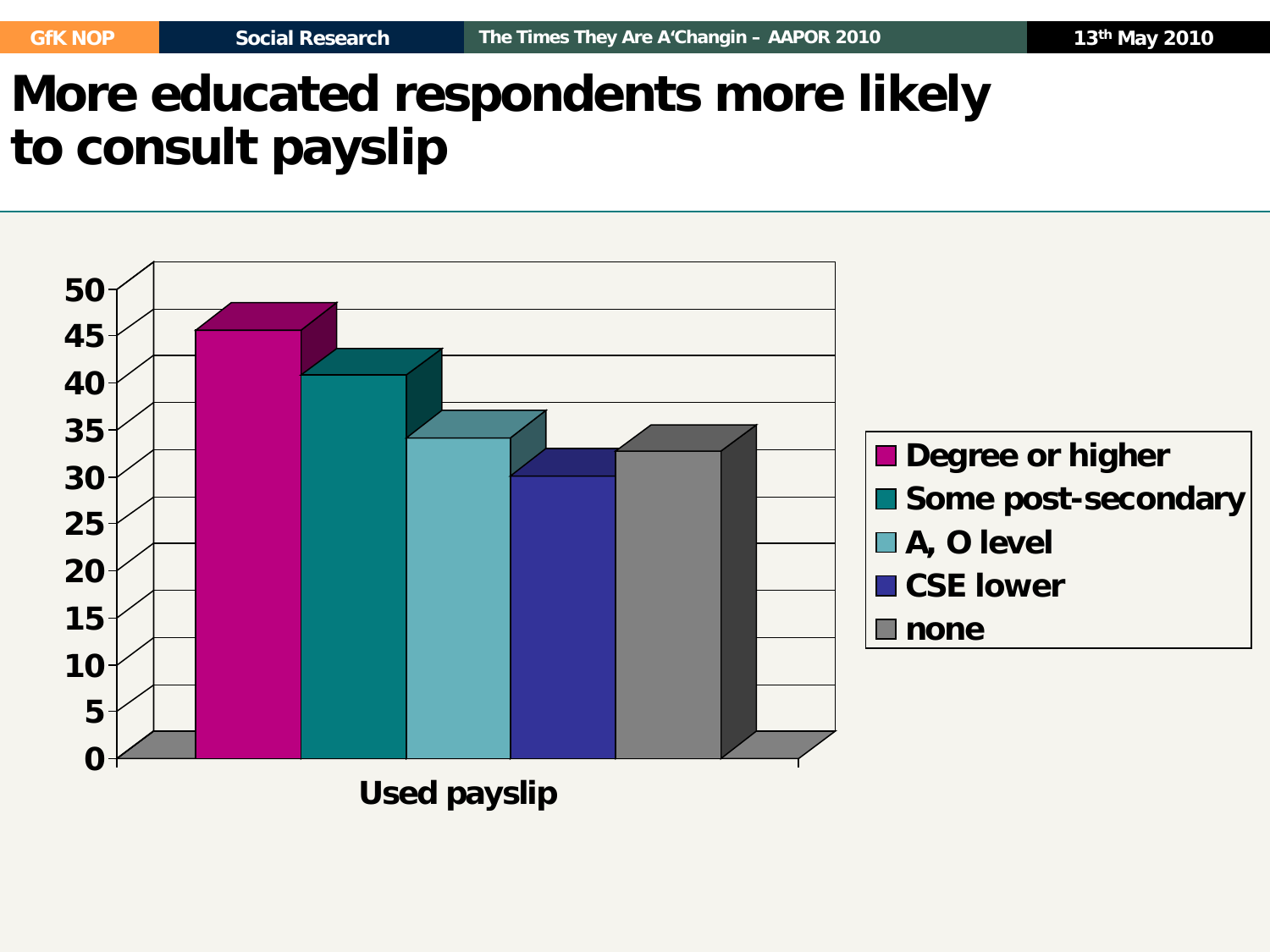# More educated respondents more likely to consult payslip

50
45
40
35
30
25
20
15
10
5
0

Used payslip

- Degree or higher
- Some post-secondary
- A, O level
- CSE lower
- none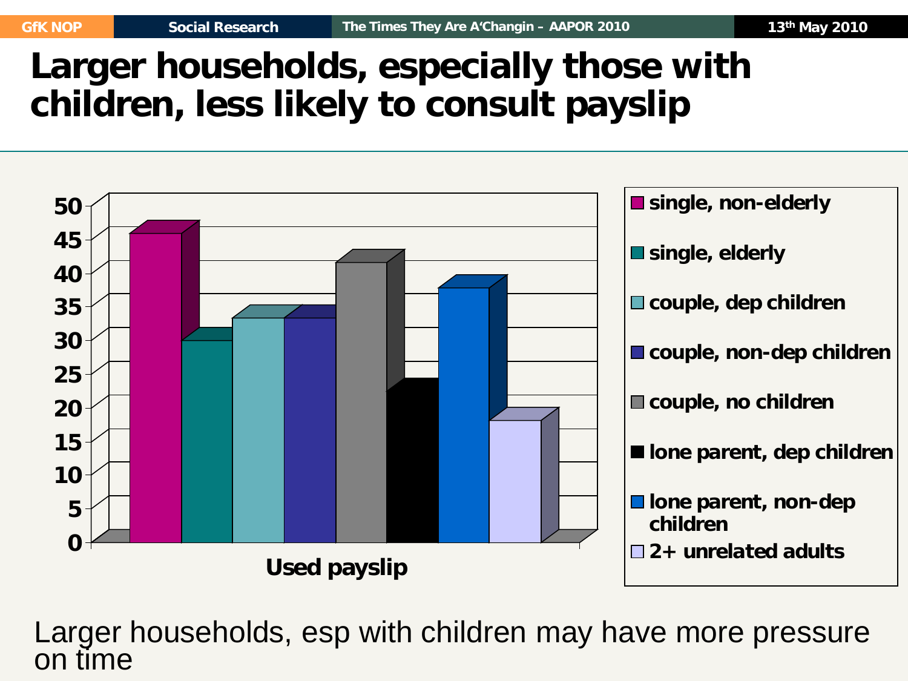# Larger households, especially those with children, less likely to consult payslip

Used payslip

| Household type | Used payslip (%) |
|---|---|
| single, non-elderly | 46 |
| single, elderly | 30 |
| couple, dep children | 33 |
| couple, non-dep children | 33 |
| couple, no children | 41 |
| lone parent, dep children | 22 |
| lone parent, non-dep children | 37 |
| 2+ unrelated adults | 18 |

Larger households, esp with children may have more pressure on time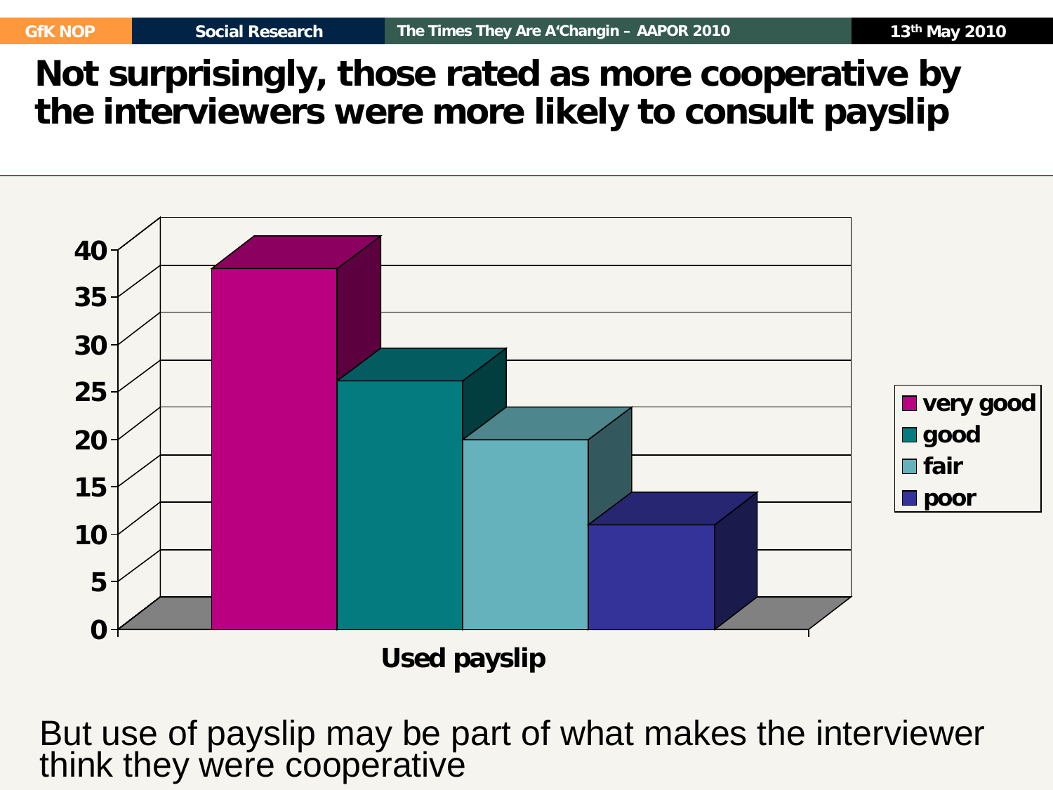# Not surprisingly, those rated as more cooperative by the interviewers were more likely to consult payslip

But use of payslip may be part of what makes the interviewer think they were cooperative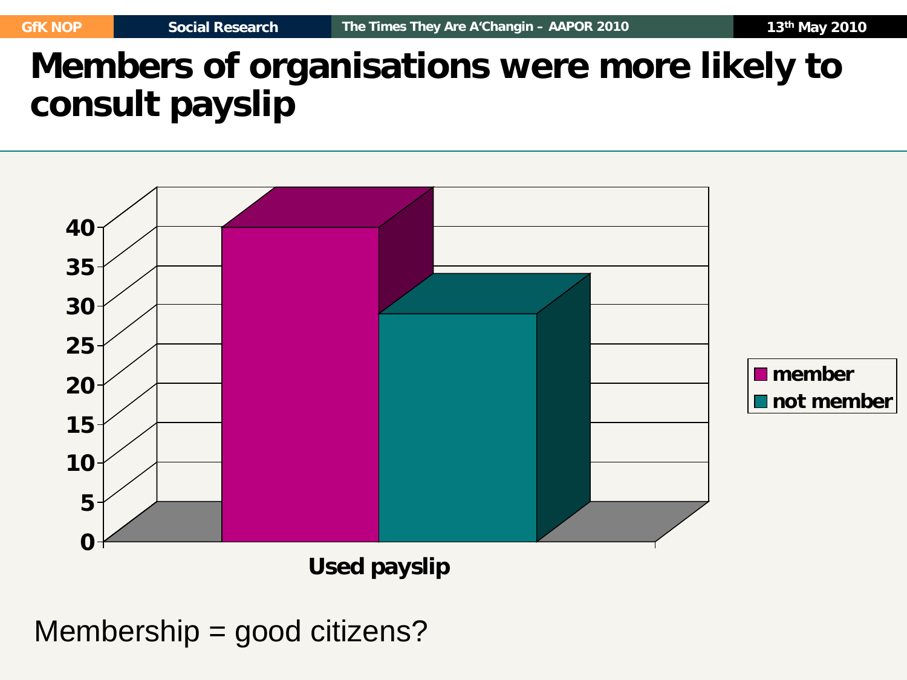# Members of organisations were more likely to consult payslip

| | member | not member |
|---|---|---|
| Used payslip | 40 | 29 |

Membership = good citizens?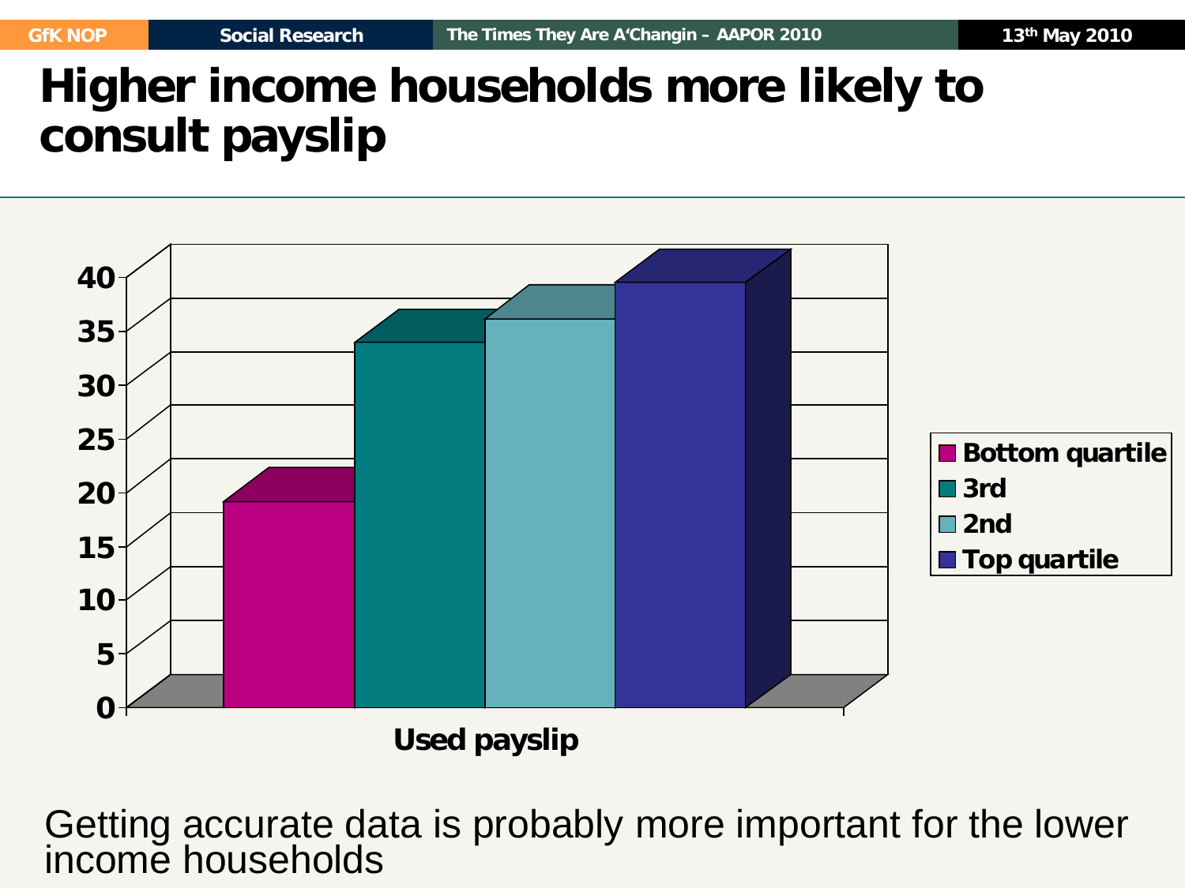# Higher income households more likely to consult payslip

| | Bottom quartile | 3rd | 2nd | Top quartile |
|---|---|---|---|---|
| Used payslip | ~19 | ~34 | ~36 | ~39 |

Getting accurate data is probably more important for the lower income households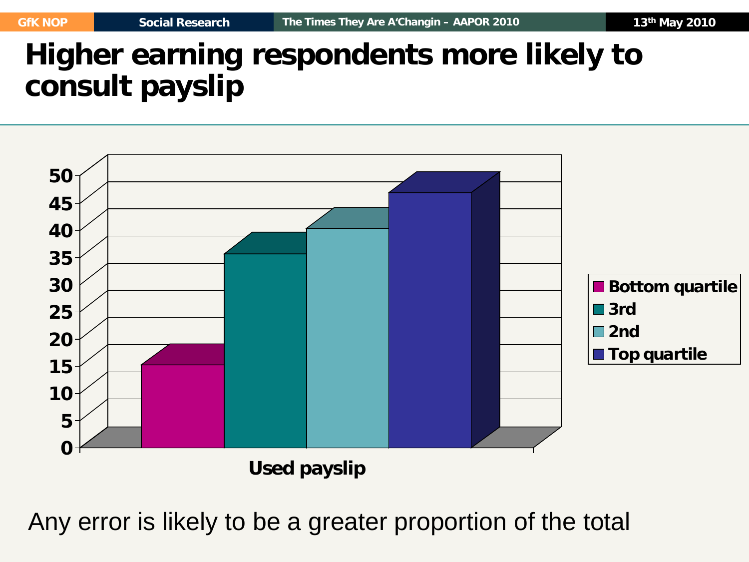# Higher earning respondents more likely to consult payslip

| | Bottom quartile | 3rd | 2nd | Top quartile |
|---|---|---|---|---|
| Used payslip | 14 | 35 | 39 | 46 |

Any error is likely to be a greater proportion of the total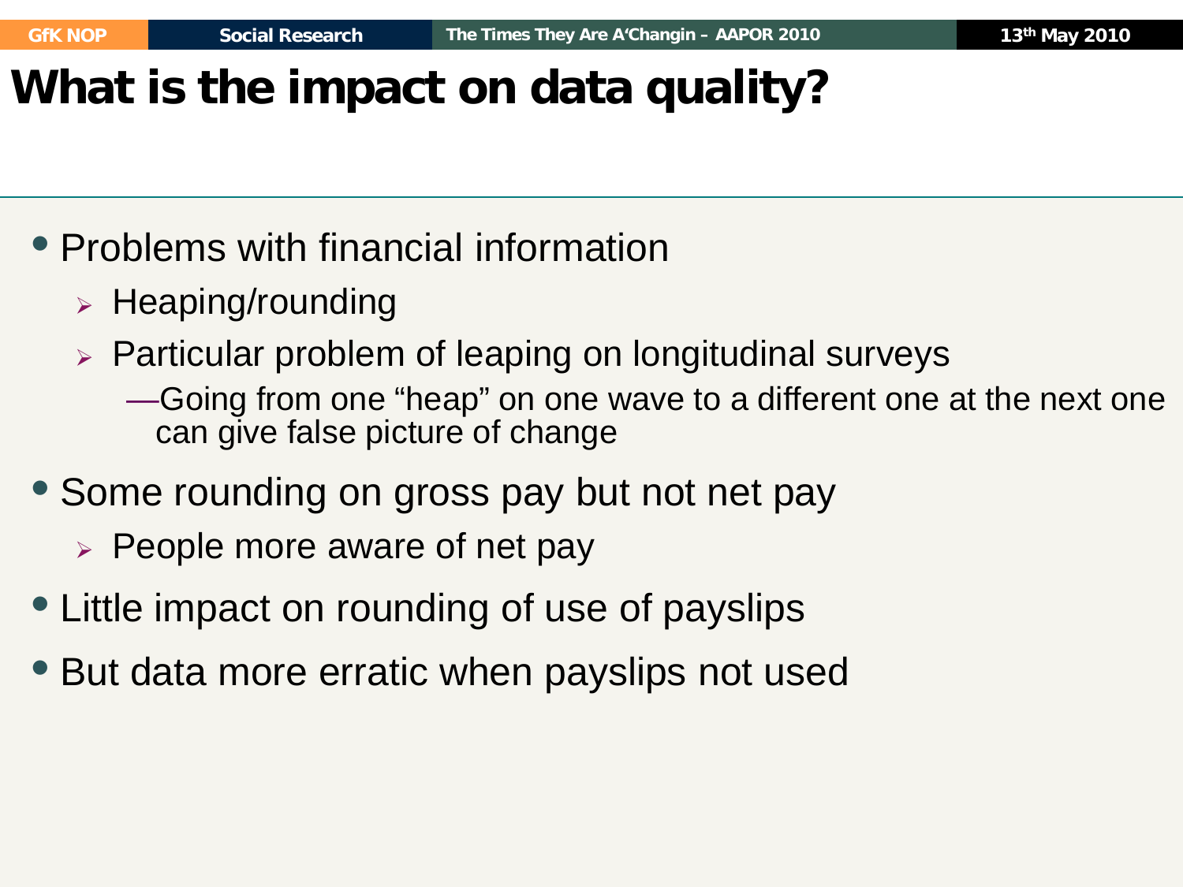# What is the impact on data quality?

- Problems with financial information
  - Heaping/rounding
  - Particular problem of leaping on longitudinal surveys
    - Going from one "heap" on one wave to a different one at the next one can give false picture of change
- Some rounding on gross pay but not net pay
  - People more aware of net pay
- Little impact on rounding of use of payslips
- But data more erratic when payslips not used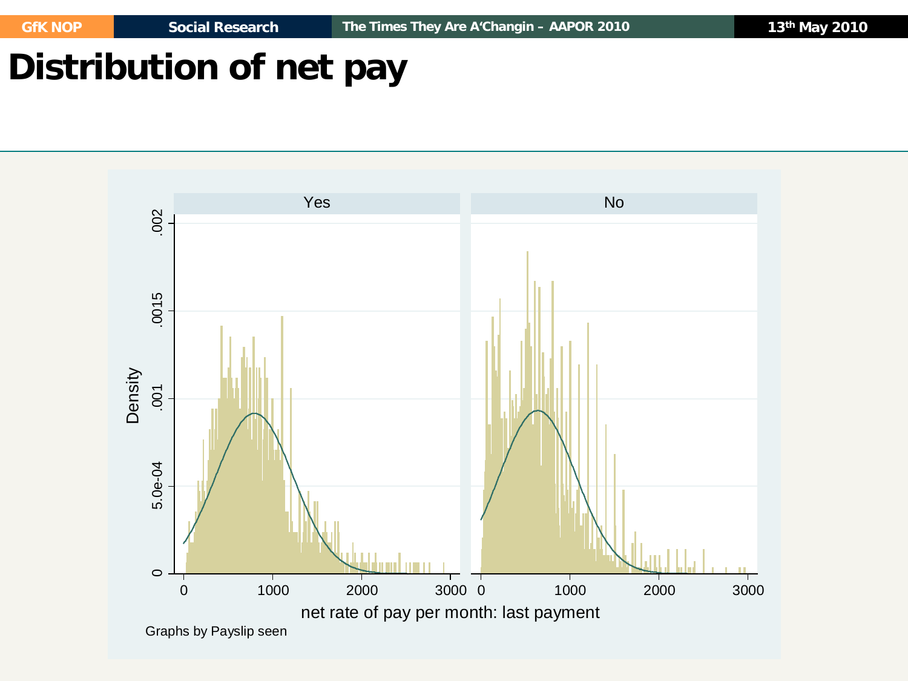# Distribution of net pay

Yes | No

Density

net rate of pay per month: last payment

Graphs by Payslip seen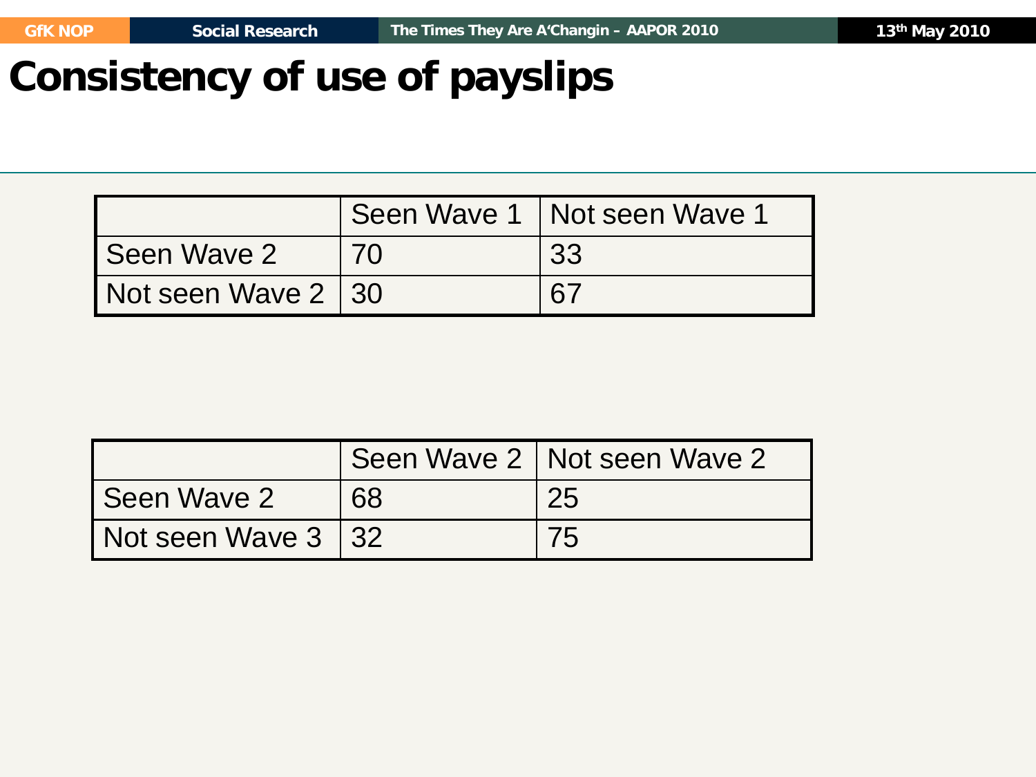# Consistency of use of payslips

| | Seen Wave 1 | Not seen Wave 1 |
|---|---|---|
| Seen Wave 2 | 70 | 33 |
| Not seen Wave 2 | 30 | 67 |

| | Seen Wave 2 | Not seen Wave 2 |
|---|---|---|
| Seen Wave 2 | 68 | 25 |
| Not seen Wave 3 | 32 | 75 |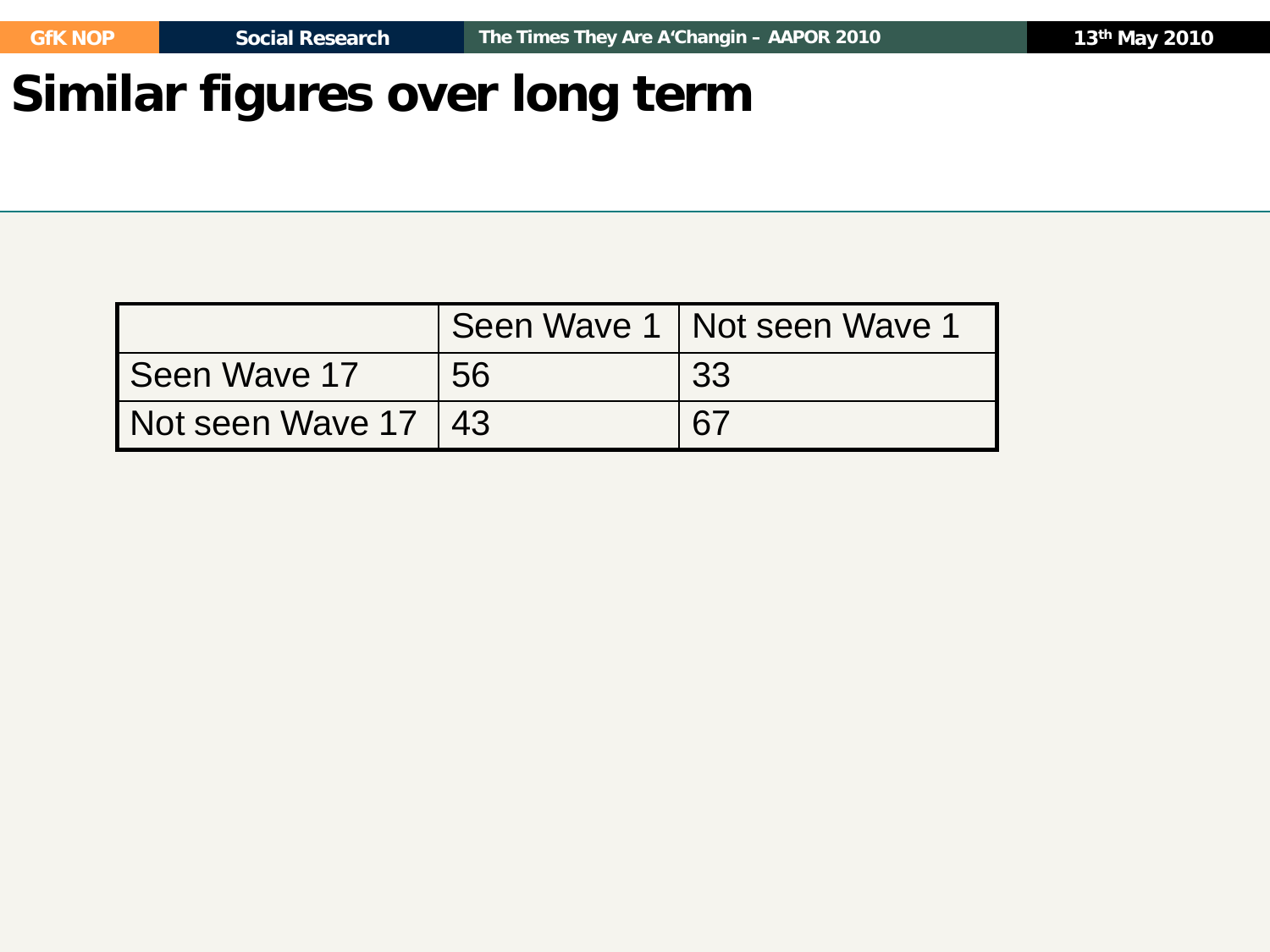# Similar figures over long term

| | Seen Wave 1 | Not seen Wave 1 |
|---|---|---|
| Seen Wave 17 | 56 | 33 |
| Not seen Wave 17 | 43 | 67 |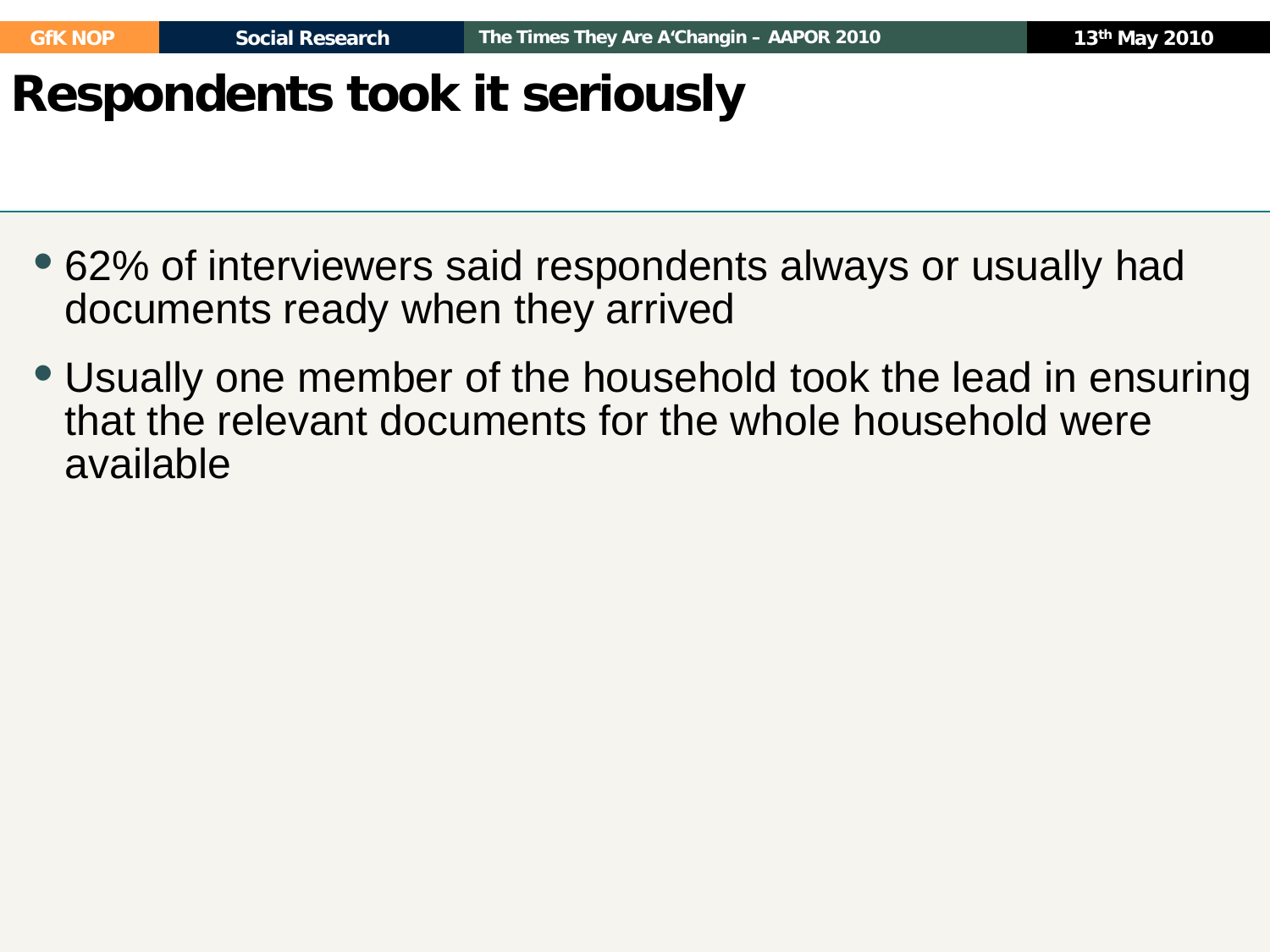# Respondents took it seriously

- 62% of interviewers said respondents always or usually had documents ready when they arrived
- Usually one member of the household took the lead in ensuring that the relevant documents for the whole household were available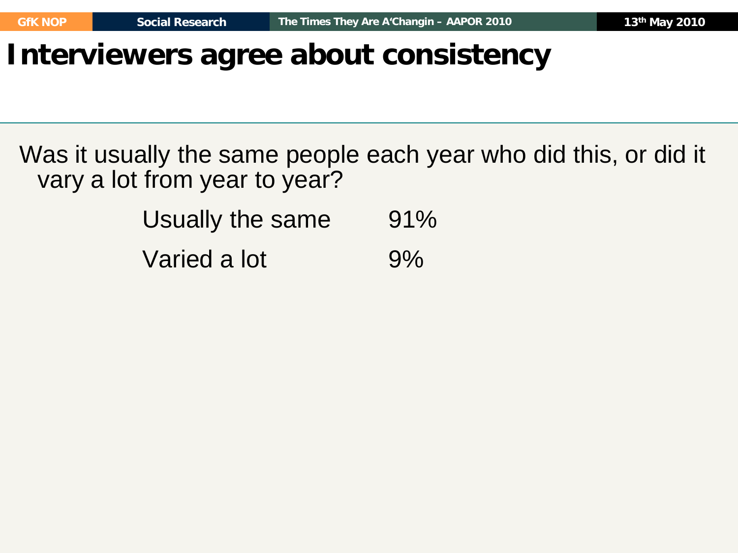# Interviewers agree about consistency

Was it usually the same people each year who did this, or did it vary a lot from year to year?

| | |
|---|---|
| Usually the same | 91% |
| Varied a lot | 9% |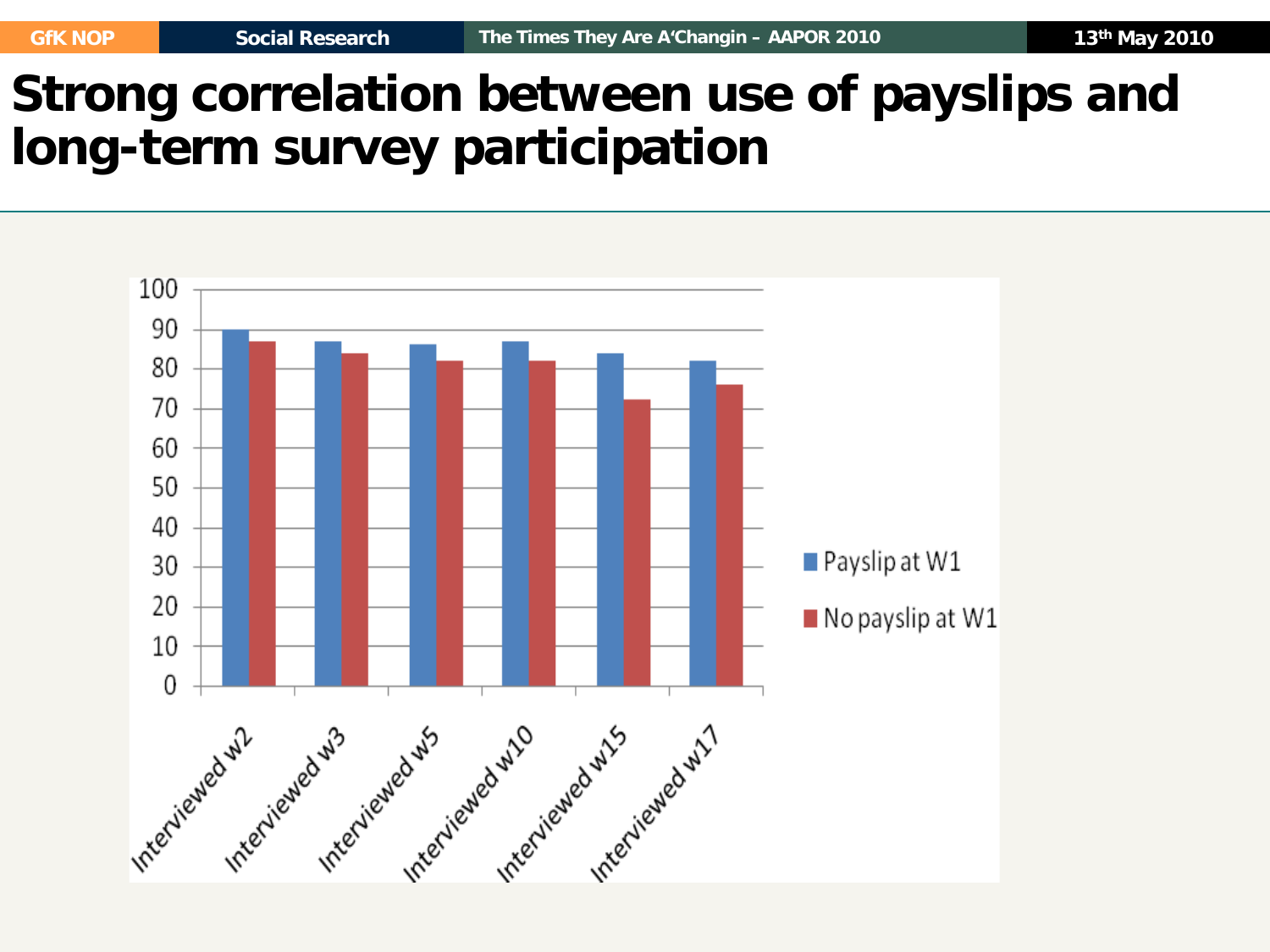# Strong correlation between use of payslips and long-term survey participation

| | Payslip at W1 | No payslip at W1 |
|---|---|---|
| Interviewed w2 | 90 | 87 |
| Interviewed w3 | 87 | 84 |
| Interviewed w5 | 86 | 82 |
| Interviewed w10 | 87 | 82 |
| Interviewed w15 | 84 | 72 |
| Interviewed w17 | 82 | 76 |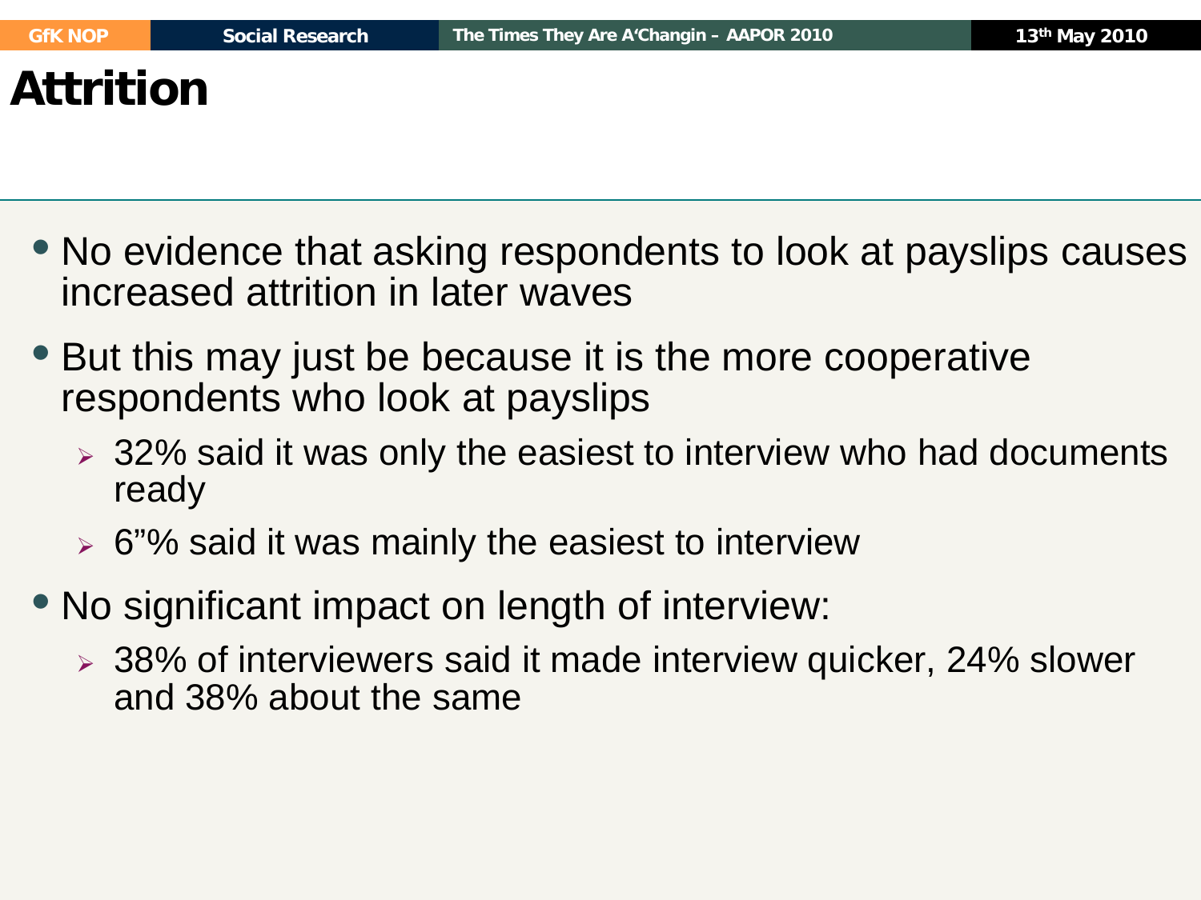# Attrition

- No evidence that asking respondents to look at payslips causes increased attrition in later waves
- But this may just be because it is the more cooperative respondents who look at payslips
  - 32% said it was only the easiest to interview who had documents ready
  - 6”% said it was mainly the easiest to interview
- No significant impact on length of interview:
  - 38% of interviewers said it made interview quicker, 24% slower and 38% about the same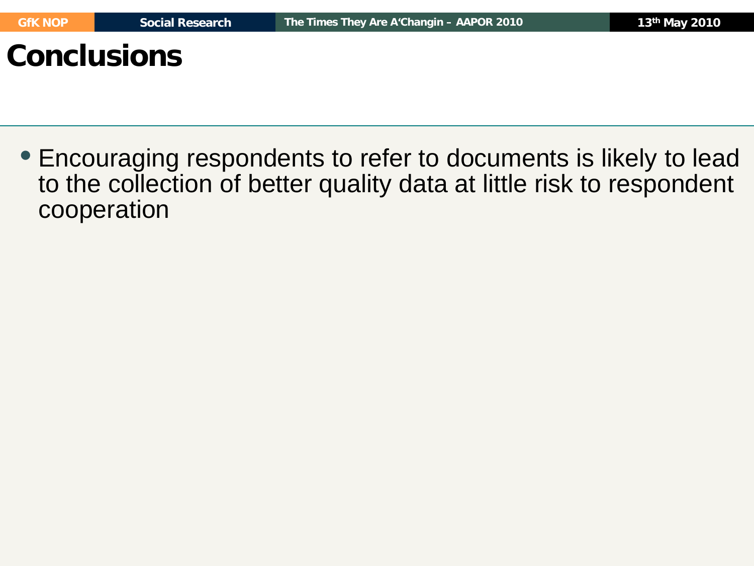# Conclusions

- Encouraging respondents to refer to documents is likely to lead to the collection of better quality data at little risk to respondent cooperation